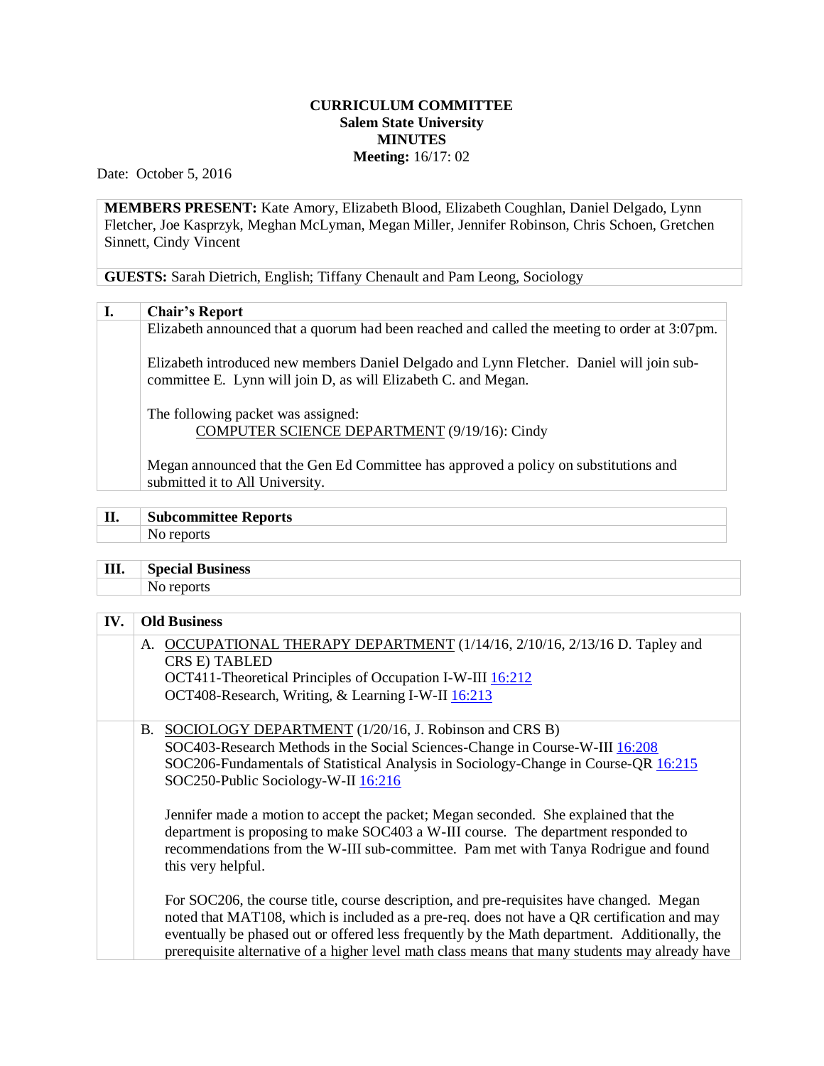**CURRICULUM COMMITTEE**
**Salem State University**
**MINUTES**
**Meeting:** 16/17: 02

Date: October 5, 2016

**MEMBERS PRESENT:** Kate Amory, Elizabeth Blood, Elizabeth Coughlan, Daniel Delgado, Lynn Fletcher, Joe Kasprzyk, Meghan McLyman, Megan Miller, Jennifer Robinson, Chris Schoen, Gretchen Sinnett, Cindy Vincent

**GUESTS:** Sarah Dietrich, English; Tiffany Chenault and Pam Leong, Sociology

## I. Chair's Report

Elizabeth announced that a quorum had been reached and called the meeting to order at 3:07pm.

Elizabeth introduced new members Daniel Delgado and Lynn Fletcher. Daniel will join sub-committee E. Lynn will join D, as will Elizabeth C. and Megan.

The following packet was assigned:

COMPUTER SCIENCE DEPARTMENT (9/19/16): Cindy

Megan announced that the Gen Ed Committee has approved a policy on substitutions and submitted it to All University.

## II. Subcommittee Reports

No reports

## III. Special Business

No reports

## IV. Old Business

A. OCCUPATIONAL THERAPY DEPARTMENT (1/14/16, 2/10/16, 2/13/16 D. Tapley and CRS E) TABLED
OCT411-Theoretical Principles of Occupation I-W-III 16:212
OCT408-Research, Writing, & Learning I-W-II 16:213

B. SOCIOLOGY DEPARTMENT (1/20/16, J. Robinson and CRS B)
SOC403-Research Methods in the Social Sciences-Change in Course-W-III 16:208
SOC206-Fundamentals of Statistical Analysis in Sociology-Change in Course-QR 16:215
SOC250-Public Sociology-W-II 16:216

Jennifer made a motion to accept the packet; Megan seconded. She explained that the department is proposing to make SOC403 a W-III course. The department responded to recommendations from the W-III sub-committee. Pam met with Tanya Rodrigue and found this very helpful.

For SOC206, the course title, course description, and pre-requisites have changed. Megan noted that MAT108, which is included as a pre-req. does not have a QR certification and may eventually be phased out or offered less frequently by the Math department. Additionally, the prerequisite alternative of a higher level math class means that many students may already have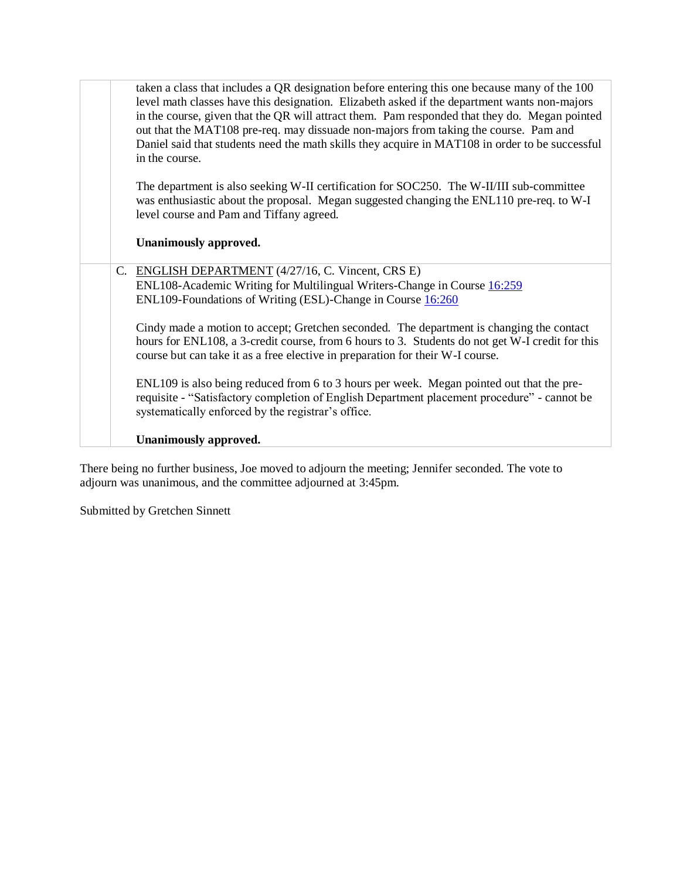| | |
|---|---|
| | taken a class that includes a QR designation before entering this one because many of the 100 level math classes have this designation. Elizabeth asked if the department wants non-majors in the course, given that the QR will attract them. Pam responded that they do. Megan pointed out that the MAT108 pre-req. may dissuade non-majors from taking the course. Pam and Daniel said that students need the math skills they acquire in MAT108 in order to be successful in the course.<br><br>The department is also seeking W-II certification for SOC250. The W-II/III sub-committee was enthusiastic about the proposal. Megan suggested changing the ENL110 pre-req. to W-I level course and Pam and Tiffany agreed.<br><br>**Unanimously approved.** |
| | C. ENGLISH DEPARTMENT (4/27/16, C. Vincent, CRS E)<br>ENL108-Academic Writing for Multilingual Writers-Change in Course 16:259<br>ENL109-Foundations of Writing (ESL)-Change in Course 16:260<br><br>Cindy made a motion to accept; Gretchen seconded. The department is changing the contact hours for ENL108, a 3-credit course, from 6 hours to 3. Students do not get W-I credit for this course but can take it as a free elective in preparation for their W-I course.<br><br>ENL109 is also being reduced from 6 to 3 hours per week. Megan pointed out that the pre-requisite - "Satisfactory completion of English Department placement procedure" - cannot be systematically enforced by the registrar's office.<br><br>**Unanimously approved.** |

There being no further business, Joe moved to adjourn the meeting; Jennifer seconded. The vote to adjourn was unanimous, and the committee adjourned at 3:45pm.

Submitted by Gretchen Sinnett